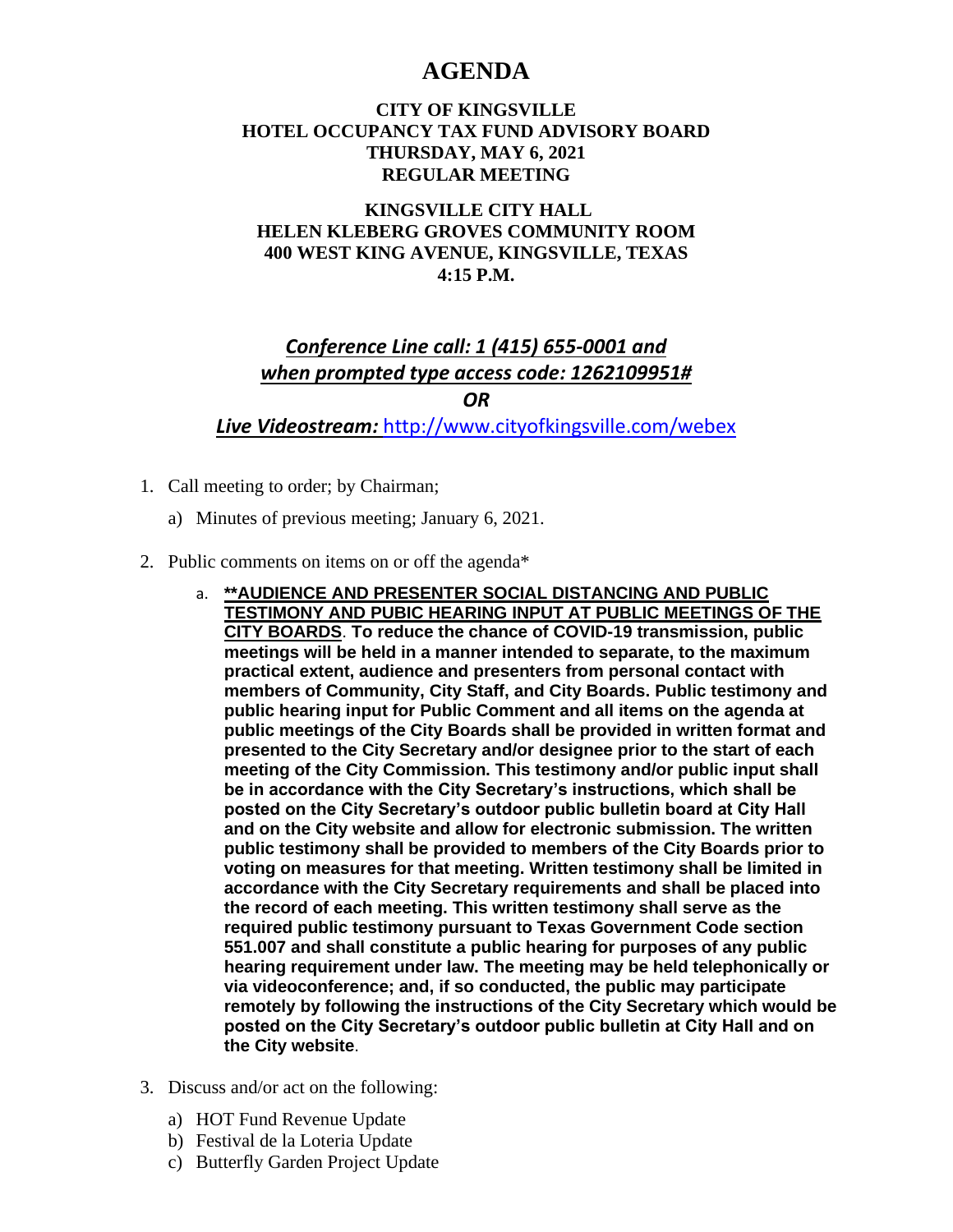# AGENDA

**CITY OF KINGSVILLE**
**HOTEL OCCUPANCY TAX FUND ADVISORY BOARD**
**THURSDAY, MAY 6, 2021**
**REGULAR MEETING**

**KINGSVILLE CITY HALL**
**HELEN KLEBERG GROVES COMMUNITY ROOM**
**400 WEST KING AVENUE, KINGSVILLE, TEXAS**
**4:15 P.M.**

***Conference Line call: 1 (415) 655-0001 and***
***when prompted type access code: 1262109951#***
***OR***
***Live Videostream:*** http://www.cityofkingsville.com/webex

1. Call meeting to order; by Chairman;
   a) Minutes of previous meeting; January 6, 2021.

2. Public comments on items on or off the agenda*
   a. **AUDIENCE AND PRESENTER SOCIAL DISTANCING AND PUBLIC TESTIMONY AND PUBIC HEARING INPUT AT PUBLIC MEETINGS OF THE CITY BOARDS**. **To reduce the chance of COVID-19 transmission, public meetings will be held in a manner intended to separate, to the maximum practical extent, audience and presenters from personal contact with members of Community, City Staff, and City Boards. Public testimony and public hearing input for Public Comment and all items on the agenda at public meetings of the City Boards shall be provided in written format and presented to the City Secretary and/or designee prior to the start of each meeting of the City Commission. This testimony and/or public input shall be in accordance with the City Secretary's instructions, which shall be posted on the City Secretary's outdoor public bulletin board at City Hall and on the City website and allow for electronic submission. The written public testimony shall be provided to members of the City Boards prior to voting on measures for that meeting. Written testimony shall be limited in accordance with the City Secretary requirements and shall be placed into the record of each meeting. This written testimony shall serve as the required public testimony pursuant to Texas Government Code section 551.007 and shall constitute a public hearing for purposes of any public hearing requirement under law. The meeting may be held telephonically or via videoconference; and, if so conducted, the public may participate remotely by following the instructions of the City Secretary which would be posted on the City Secretary's outdoor public bulletin at City Hall and on the City website**.

3. Discuss and/or act on the following:
   a) HOT Fund Revenue Update
   b) Festival de la Loteria Update
   c) Butterfly Garden Project Update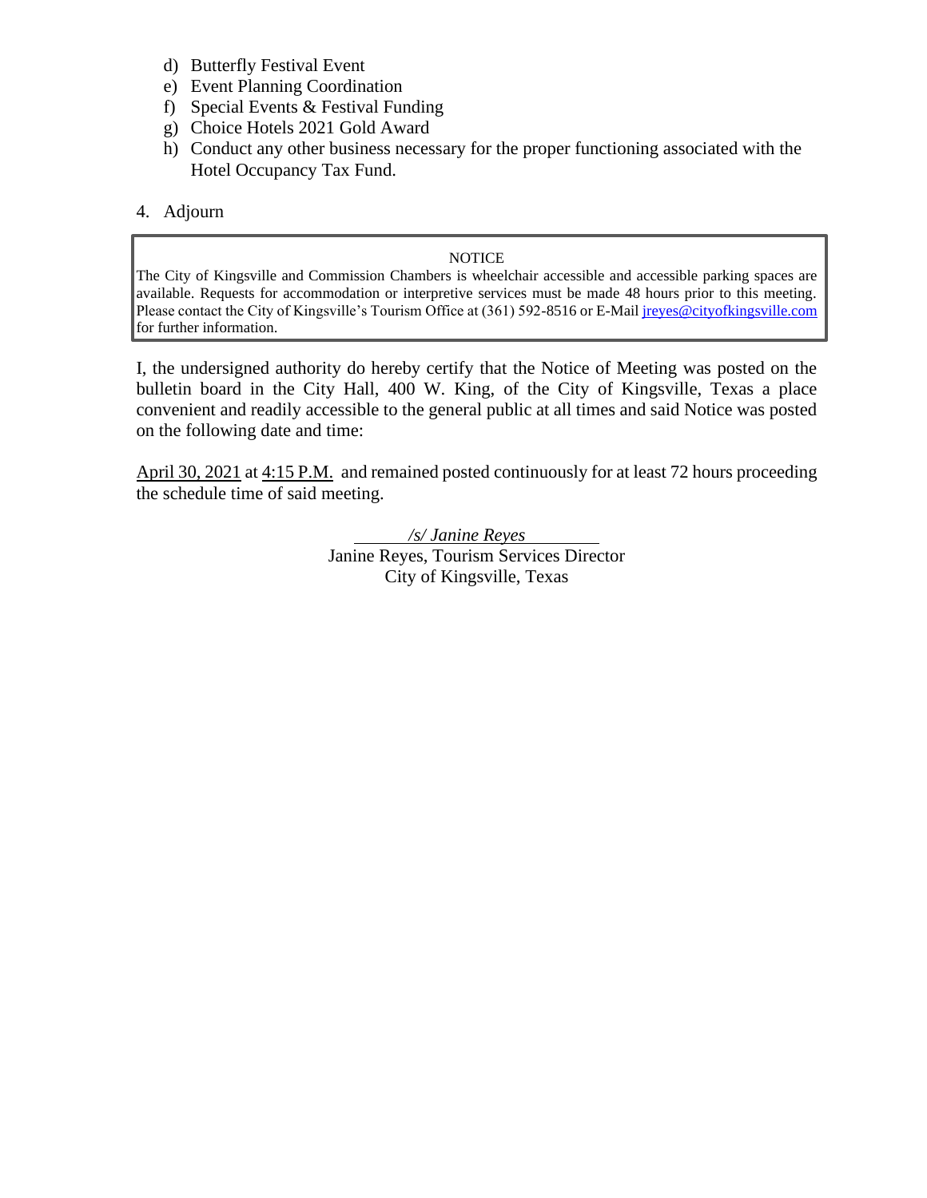d) Butterfly Festival Event
e) Event Planning Coordination
f) Special Events & Festival Funding
g) Choice Hotels 2021 Gold Award
h) Conduct any other business necessary for the proper functioning associated with the Hotel Occupancy Tax Fund.

4. Adjourn

> NOTICE
>
> The City of Kingsville and Commission Chambers is wheelchair accessible and accessible parking spaces are available. Requests for accommodation or interpretive services must be made 48 hours prior to this meeting. Please contact the City of Kingsville's Tourism Office at (361) 592-8516 or E-Mail jreyes@cityofkingsville.com for further information.

I, the undersigned authority do hereby certify that the Notice of Meeting was posted on the bulletin board in the City Hall, 400 W. King, of the City of Kingsville, Texas a place convenient and readily accessible to the general public at all times and said Notice was posted on the following date and time:

April 30, 2021 at 4:15 P.M. and remained posted continuously for at least 72 hours proceeding the schedule time of said meeting.

*/s/ Janine Reyes*
Janine Reyes, Tourism Services Director
City of Kingsville, Texas